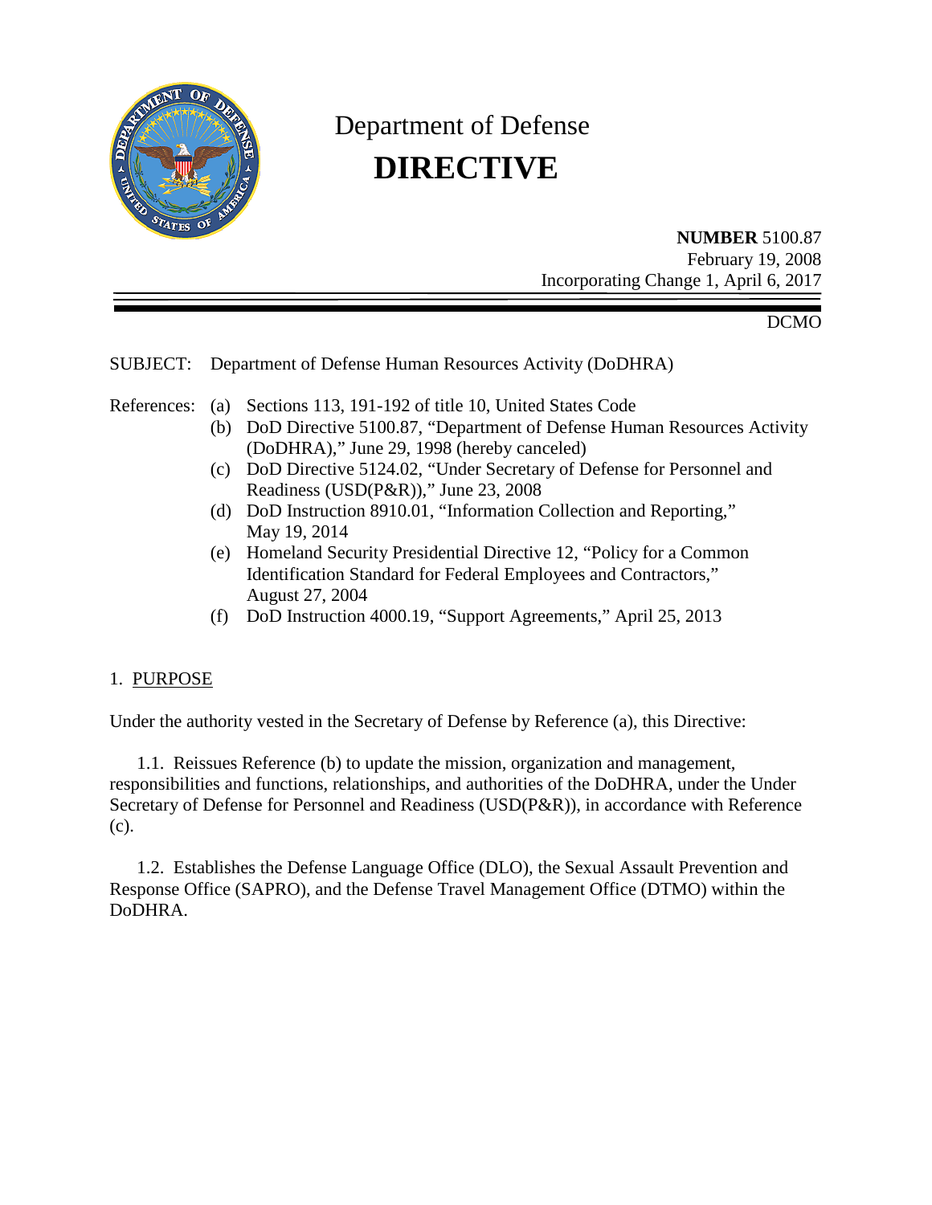# Department of Defense

# DIRECTIVE

**NUMBER** 5100.87
February 19, 2008
Incorporating Change 1, April 6, 2017

DCMO

SUBJECT: Department of Defense Human Resources Activity (DoDHRA)

References:
(a) Sections 113, 191-192 of title 10, United States Code
(b) DoD Directive 5100.87, "Department of Defense Human Resources Activity (DoDHRA)," June 29, 1998 (hereby canceled)
(c) DoD Directive 5124.02, "Under Secretary of Defense for Personnel and Readiness (USD(P&R))," June 23, 2008
(d) DoD Instruction 8910.01, "Information Collection and Reporting," May 19, 2014
(e) Homeland Security Presidential Directive 12, "Policy for a Common Identification Standard for Federal Employees and Contractors," August 27, 2004
(f) DoD Instruction 4000.19, "Support Agreements," April 25, 2013

## 1. PURPOSE

Under the authority vested in the Secretary of Defense by Reference (a), this Directive:

1.1. Reissues Reference (b) to update the mission, organization and management, responsibilities and functions, relationships, and authorities of the DoDHRA, under the Under Secretary of Defense for Personnel and Readiness (USD(P&R)), in accordance with Reference (c).

1.2. Establishes the Defense Language Office (DLO), the Sexual Assault Prevention and Response Office (SAPRO), and the Defense Travel Management Office (DTMO) within the DoDHRA.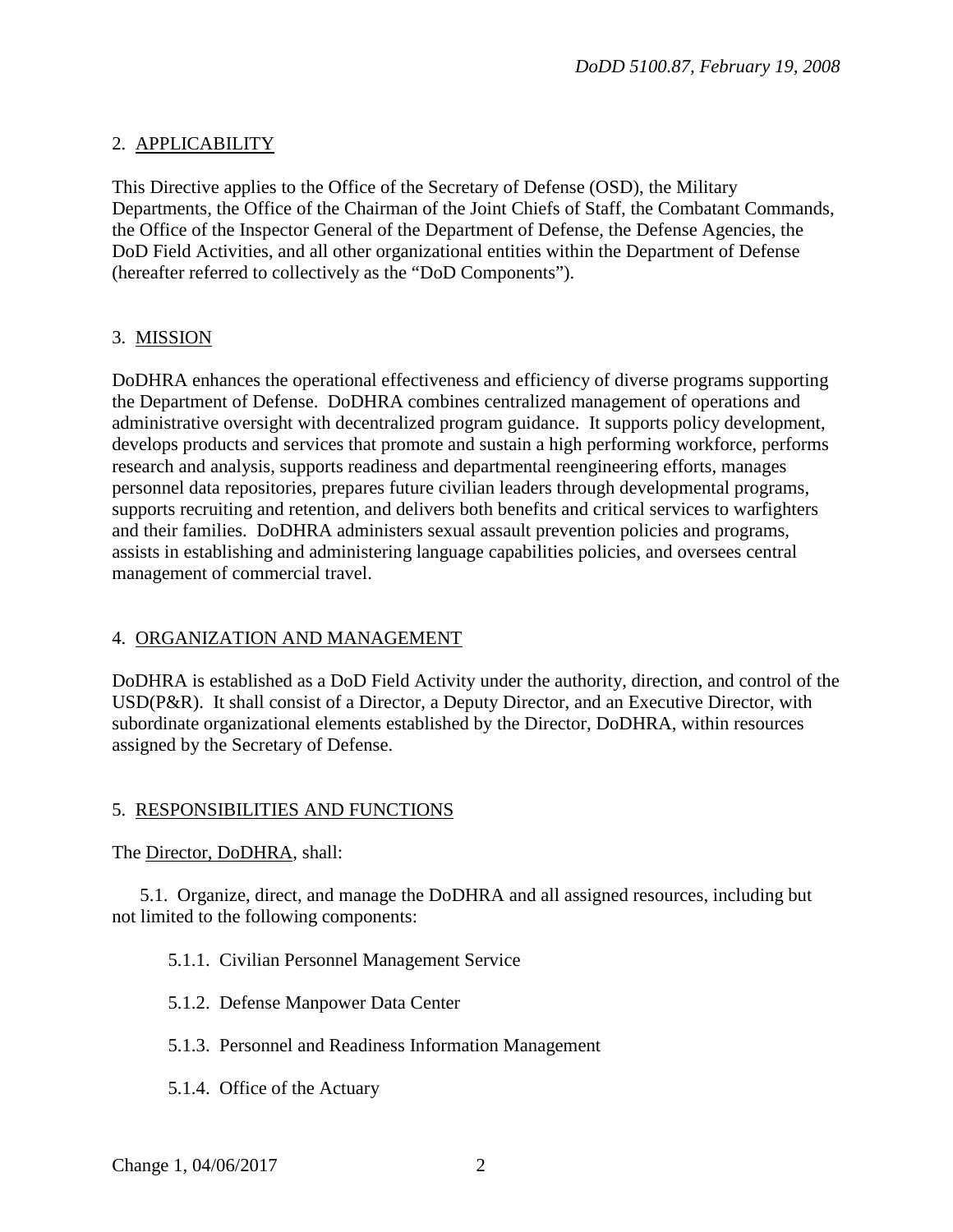## 2. APPLICABILITY

This Directive applies to the Office of the Secretary of Defense (OSD), the Military Departments, the Office of the Chairman of the Joint Chiefs of Staff, the Combatant Commands, the Office of the Inspector General of the Department of Defense, the Defense Agencies, the DoD Field Activities, and all other organizational entities within the Department of Defense (hereafter referred to collectively as the "DoD Components").

## 3. MISSION

DoDHRA enhances the operational effectiveness and efficiency of diverse programs supporting the Department of Defense. DoDHRA combines centralized management of operations and administrative oversight with decentralized program guidance. It supports policy development, develops products and services that promote and sustain a high performing workforce, performs research and analysis, supports readiness and departmental reengineering efforts, manages personnel data repositories, prepares future civilian leaders through developmental programs, supports recruiting and retention, and delivers both benefits and critical services to warfighters and their families. DoDHRA administers sexual assault prevention policies and programs, assists in establishing and administering language capabilities policies, and oversees central management of commercial travel.

## 4. ORGANIZATION AND MANAGEMENT

DoDHRA is established as a DoD Field Activity under the authority, direction, and control of the USD(P&R). It shall consist of a Director, a Deputy Director, and an Executive Director, with subordinate organizational elements established by the Director, DoDHRA, within resources assigned by the Secretary of Defense.

## 5. RESPONSIBILITIES AND FUNCTIONS

The Director, DoDHRA, shall:

5.1. Organize, direct, and manage the DoDHRA and all assigned resources, including but not limited to the following components:

5.1.1. Civilian Personnel Management Service

5.1.2. Defense Manpower Data Center

5.1.3. Personnel and Readiness Information Management

5.1.4. Office of the Actuary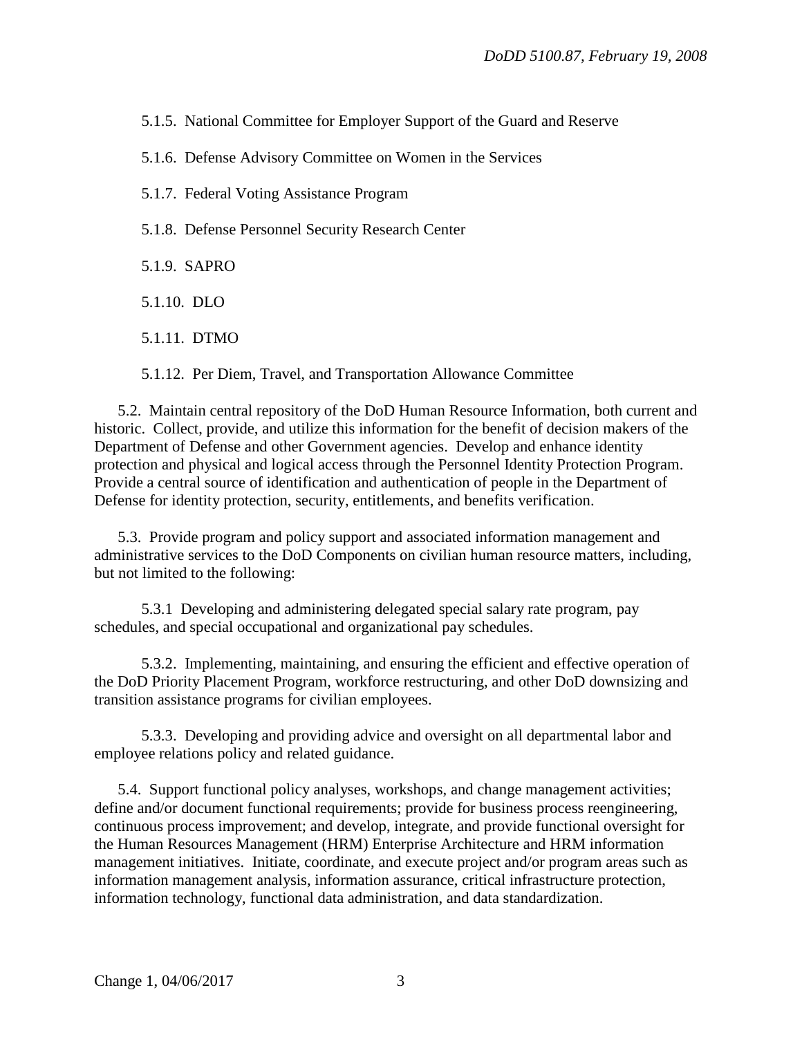5.1.5. National Committee for Employer Support of the Guard and Reserve

5.1.6. Defense Advisory Committee on Women in the Services

5.1.7. Federal Voting Assistance Program

5.1.8. Defense Personnel Security Research Center

5.1.9. SAPRO

5.1.10. DLO

5.1.11. DTMO

5.1.12. Per Diem, Travel, and Transportation Allowance Committee

5.2. Maintain central repository of the DoD Human Resource Information, both current and historic. Collect, provide, and utilize this information for the benefit of decision makers of the Department of Defense and other Government agencies. Develop and enhance identity protection and physical and logical access through the Personnel Identity Protection Program. Provide a central source of identification and authentication of people in the Department of Defense for identity protection, security, entitlements, and benefits verification.

5.3. Provide program and policy support and associated information management and administrative services to the DoD Components on civilian human resource matters, including, but not limited to the following:

5.3.1 Developing and administering delegated special salary rate program, pay schedules, and special occupational and organizational pay schedules.

5.3.2. Implementing, maintaining, and ensuring the efficient and effective operation of the DoD Priority Placement Program, workforce restructuring, and other DoD downsizing and transition assistance programs for civilian employees.

5.3.3. Developing and providing advice and oversight on all departmental labor and employee relations policy and related guidance.

5.4. Support functional policy analyses, workshops, and change management activities; define and/or document functional requirements; provide for business process reengineering, continuous process improvement; and develop, integrate, and provide functional oversight for the Human Resources Management (HRM) Enterprise Architecture and HRM information management initiatives. Initiate, coordinate, and execute project and/or program areas such as information management analysis, information assurance, critical infrastructure protection, information technology, functional data administration, and data standardization.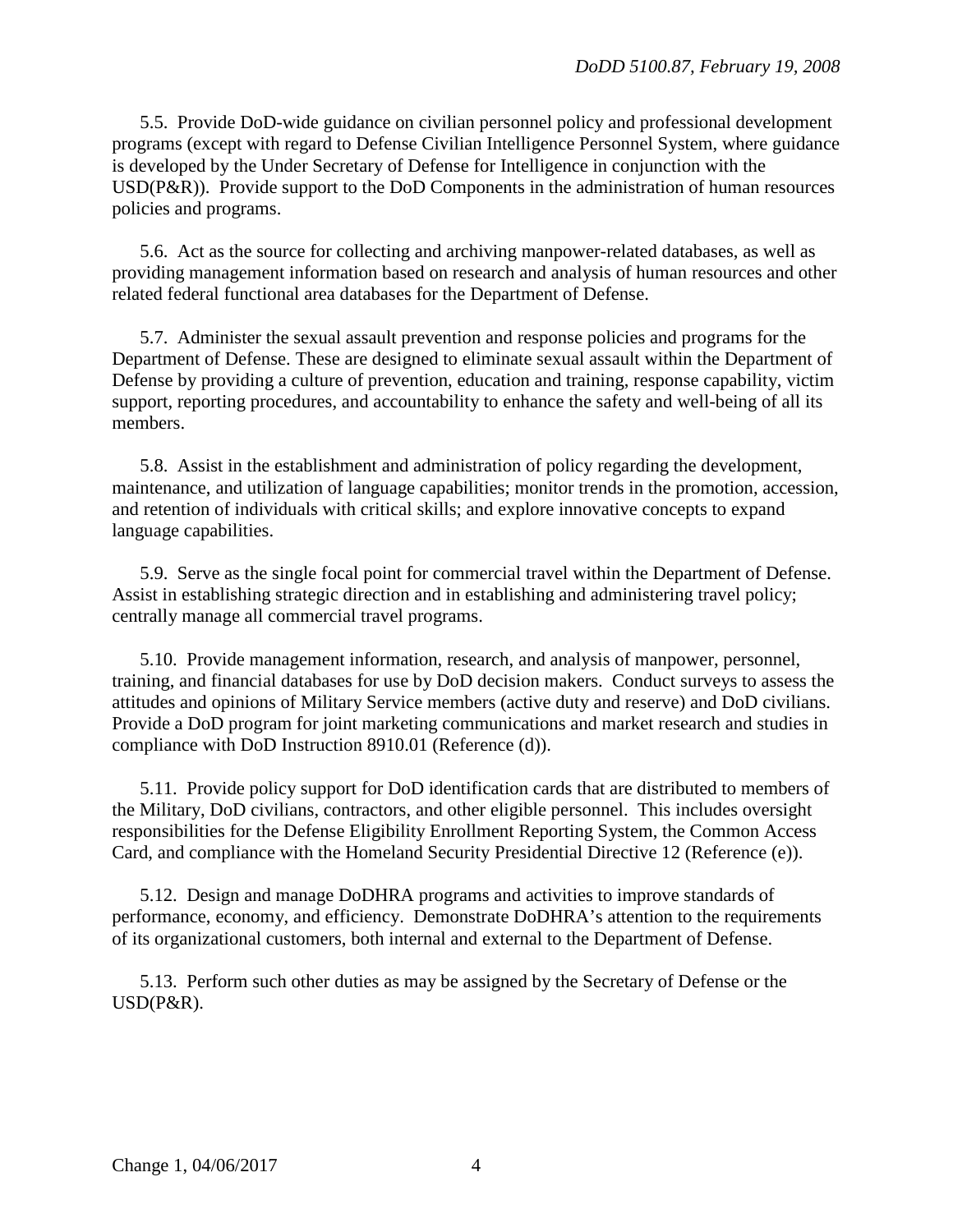5.5. Provide DoD-wide guidance on civilian personnel policy and professional development programs (except with regard to Defense Civilian Intelligence Personnel System, where guidance is developed by the Under Secretary of Defense for Intelligence in conjunction with the USD(P&R)). Provide support to the DoD Components in the administration of human resources policies and programs.

5.6. Act as the source for collecting and archiving manpower-related databases, as well as providing management information based on research and analysis of human resources and other related federal functional area databases for the Department of Defense.

5.7. Administer the sexual assault prevention and response policies and programs for the Department of Defense. These are designed to eliminate sexual assault within the Department of Defense by providing a culture of prevention, education and training, response capability, victim support, reporting procedures, and accountability to enhance the safety and well-being of all its members.

5.8. Assist in the establishment and administration of policy regarding the development, maintenance, and utilization of language capabilities; monitor trends in the promotion, accession, and retention of individuals with critical skills; and explore innovative concepts to expand language capabilities.

5.9. Serve as the single focal point for commercial travel within the Department of Defense. Assist in establishing strategic direction and in establishing and administering travel policy; centrally manage all commercial travel programs.

5.10. Provide management information, research, and analysis of manpower, personnel, training, and financial databases for use by DoD decision makers. Conduct surveys to assess the attitudes and opinions of Military Service members (active duty and reserve) and DoD civilians. Provide a DoD program for joint marketing communications and market research and studies in compliance with DoD Instruction 8910.01 (Reference (d)).

5.11. Provide policy support for DoD identification cards that are distributed to members of the Military, DoD civilians, contractors, and other eligible personnel. This includes oversight responsibilities for the Defense Eligibility Enrollment Reporting System, the Common Access Card, and compliance with the Homeland Security Presidential Directive 12 (Reference (e)).

5.12. Design and manage DoDHRA programs and activities to improve standards of performance, economy, and efficiency. Demonstrate DoDHRA's attention to the requirements of its organizational customers, both internal and external to the Department of Defense.

5.13. Perform such other duties as may be assigned by the Secretary of Defense or the USD(P&R).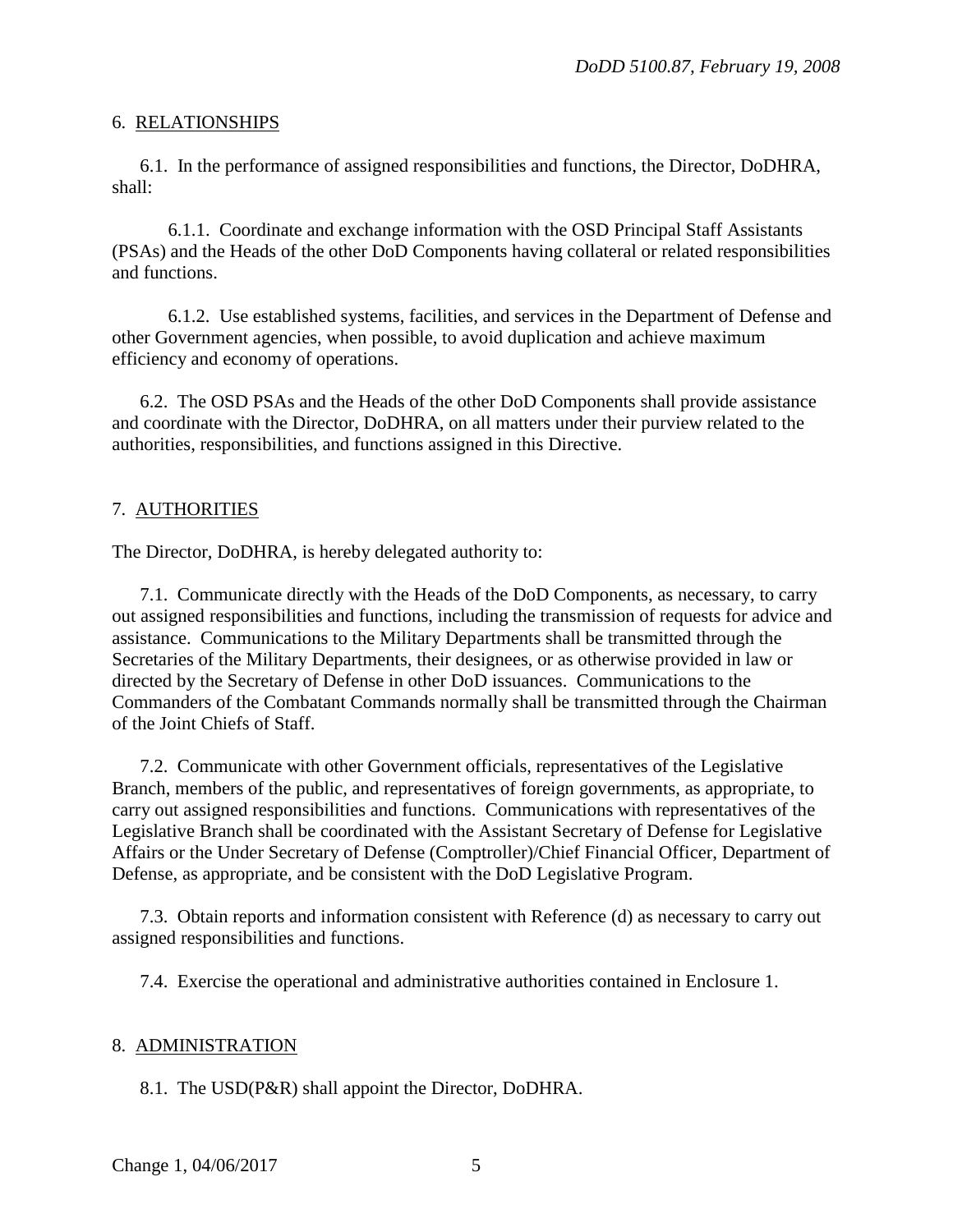## 6. RELATIONSHIPS

6.1. In the performance of assigned responsibilities and functions, the Director, DoDHRA, shall:

6.1.1. Coordinate and exchange information with the OSD Principal Staff Assistants (PSAs) and the Heads of the other DoD Components having collateral or related responsibilities and functions.

6.1.2. Use established systems, facilities, and services in the Department of Defense and other Government agencies, when possible, to avoid duplication and achieve maximum efficiency and economy of operations.

6.2. The OSD PSAs and the Heads of the other DoD Components shall provide assistance and coordinate with the Director, DoDHRA, on all matters under their purview related to the authorities, responsibilities, and functions assigned in this Directive.

## 7. AUTHORITIES

The Director, DoDHRA, is hereby delegated authority to:

7.1. Communicate directly with the Heads of the DoD Components, as necessary, to carry out assigned responsibilities and functions, including the transmission of requests for advice and assistance. Communications to the Military Departments shall be transmitted through the Secretaries of the Military Departments, their designees, or as otherwise provided in law or directed by the Secretary of Defense in other DoD issuances. Communications to the Commanders of the Combatant Commands normally shall be transmitted through the Chairman of the Joint Chiefs of Staff.

7.2. Communicate with other Government officials, representatives of the Legislative Branch, members of the public, and representatives of foreign governments, as appropriate, to carry out assigned responsibilities and functions. Communications with representatives of the Legislative Branch shall be coordinated with the Assistant Secretary of Defense for Legislative Affairs or the Under Secretary of Defense (Comptroller)/Chief Financial Officer, Department of Defense, as appropriate, and be consistent with the DoD Legislative Program.

7.3. Obtain reports and information consistent with Reference (d) as necessary to carry out assigned responsibilities and functions.

7.4. Exercise the operational and administrative authorities contained in Enclosure 1.

## 8. ADMINISTRATION

8.1. The USD(P&R) shall appoint the Director, DoDHRA.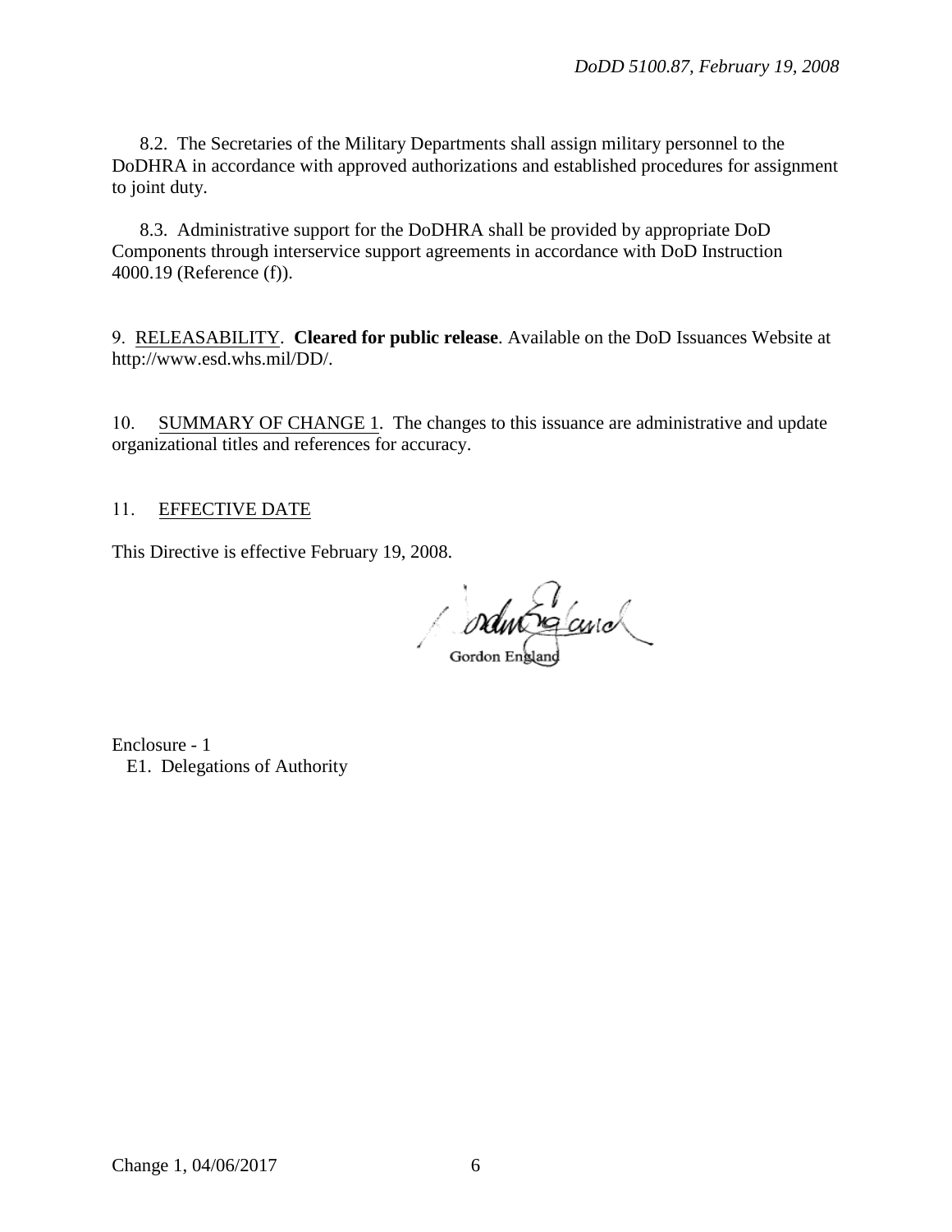8.2. The Secretaries of the Military Departments shall assign military personnel to the DoDHRA in accordance with approved authorizations and established procedures for assignment to joint duty.

8.3. Administrative support for the DoDHRA shall be provided by appropriate DoD Components through interservice support agreements in accordance with DoD Instruction 4000.19 (Reference (f)).

9. RELEASABILITY. **Cleared for public release**. Available on the DoD Issuances Website at http://www.esd.whs.mil/DD/.

10. SUMMARY OF CHANGE 1. The changes to this issuance are administrative and update organizational titles and references for accuracy.

11. EFFECTIVE DATE

This Directive is effective February 19, 2008.

Gordon England

Enclosure - 1
E1. Delegations of Authority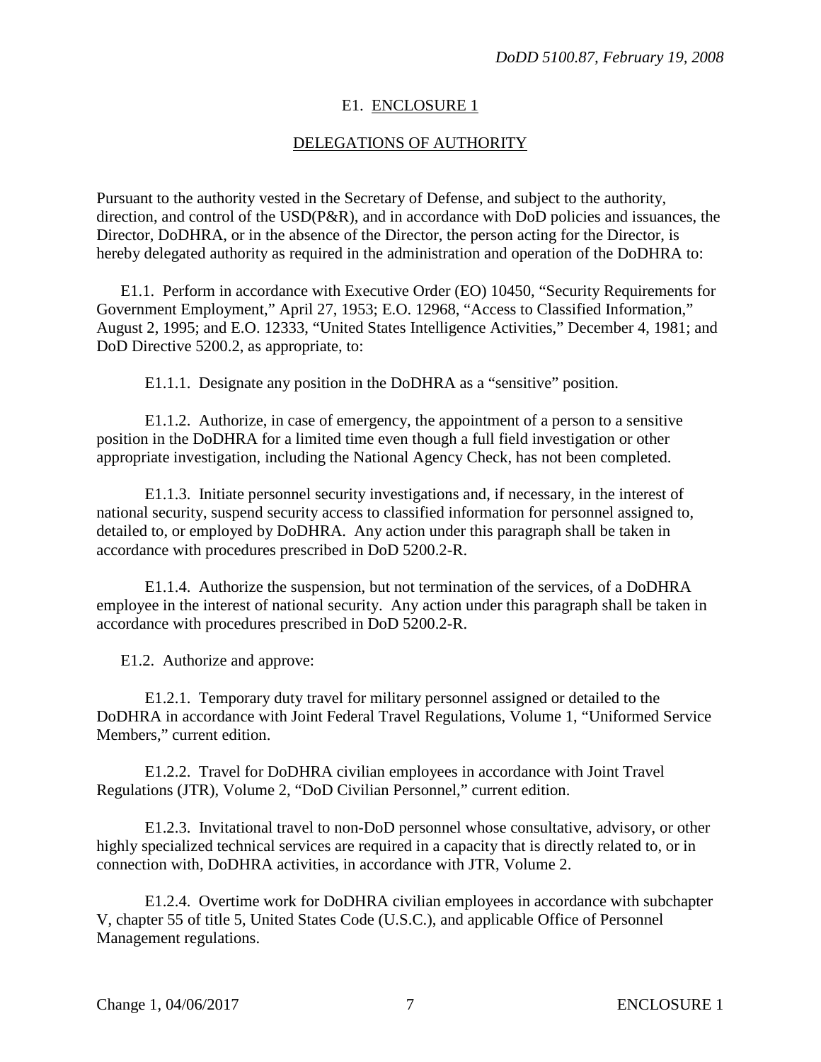## E1. ENCLOSURE 1

## DELEGATIONS OF AUTHORITY

Pursuant to the authority vested in the Secretary of Defense, and subject to the authority, direction, and control of the USD(P&R), and in accordance with DoD policies and issuances, the Director, DoDHRA, or in the absence of the Director, the person acting for the Director, is hereby delegated authority as required in the administration and operation of the DoDHRA to:

E1.1. Perform in accordance with Executive Order (EO) 10450, "Security Requirements for Government Employment," April 27, 1953; E.O. 12968, "Access to Classified Information," August 2, 1995; and E.O. 12333, "United States Intelligence Activities," December 4, 1981; and DoD Directive 5200.2, as appropriate, to:

E1.1.1. Designate any position in the DoDHRA as a "sensitive" position.

E1.1.2. Authorize, in case of emergency, the appointment of a person to a sensitive position in the DoDHRA for a limited time even though a full field investigation or other appropriate investigation, including the National Agency Check, has not been completed.

E1.1.3. Initiate personnel security investigations and, if necessary, in the interest of national security, suspend security access to classified information for personnel assigned to, detailed to, or employed by DoDHRA. Any action under this paragraph shall be taken in accordance with procedures prescribed in DoD 5200.2-R.

E1.1.4. Authorize the suspension, but not termination of the services, of a DoDHRA employee in the interest of national security. Any action under this paragraph shall be taken in accordance with procedures prescribed in DoD 5200.2-R.

E1.2. Authorize and approve:

E1.2.1. Temporary duty travel for military personnel assigned or detailed to the DoDHRA in accordance with Joint Federal Travel Regulations, Volume 1, "Uniformed Service Members," current edition.

E1.2.2. Travel for DoDHRA civilian employees in accordance with Joint Travel Regulations (JTR), Volume 2, "DoD Civilian Personnel," current edition.

E1.2.3. Invitational travel to non-DoD personnel whose consultative, advisory, or other highly specialized technical services are required in a capacity that is directly related to, or in connection with, DoDHRA activities, in accordance with JTR, Volume 2.

E1.2.4. Overtime work for DoDHRA civilian employees in accordance with subchapter V, chapter 55 of title 5, United States Code (U.S.C.), and applicable Office of Personnel Management regulations.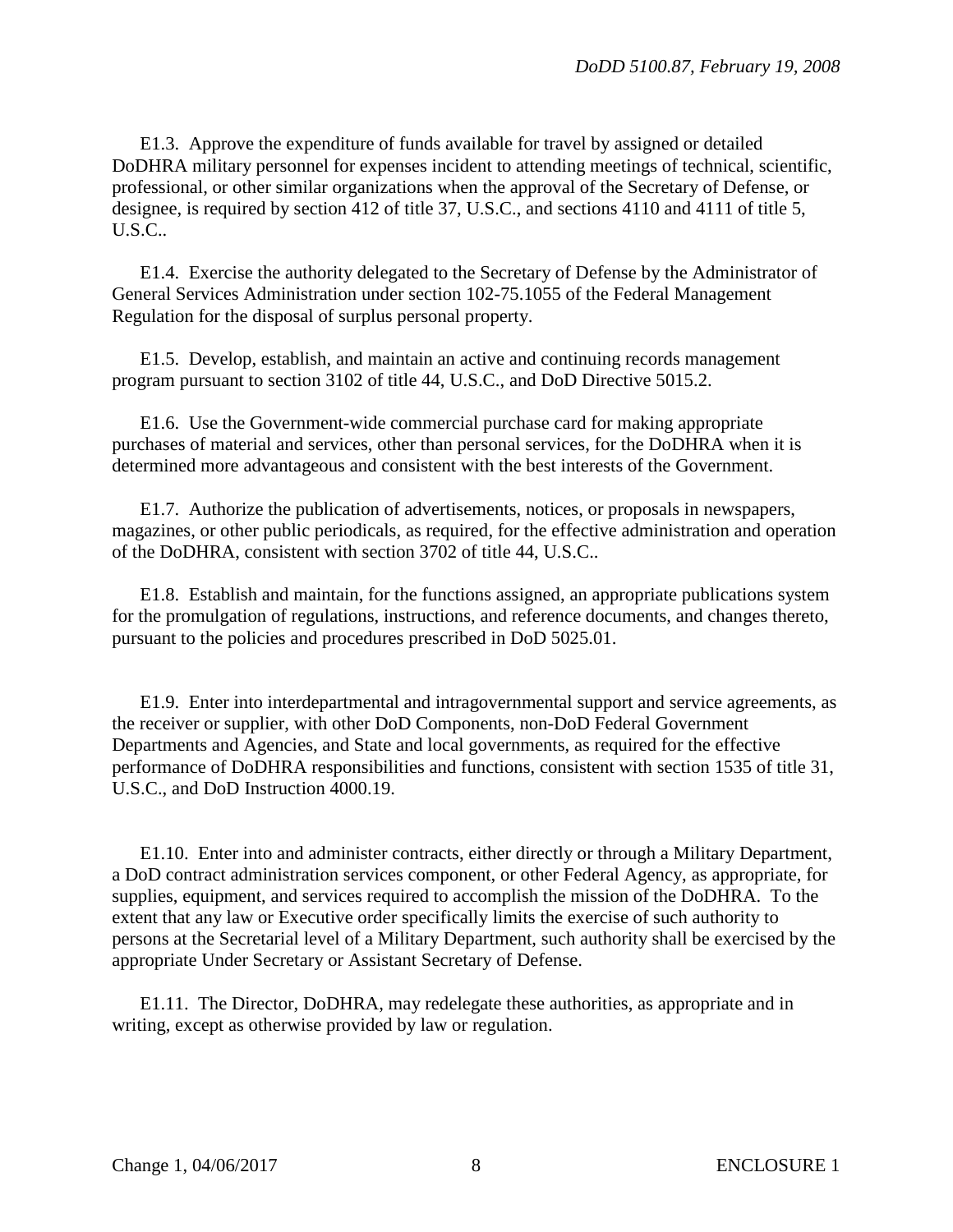E1.3. Approve the expenditure of funds available for travel by assigned or detailed DoDHRA military personnel for expenses incident to attending meetings of technical, scientific, professional, or other similar organizations when the approval of the Secretary of Defense, or designee, is required by section 412 of title 37, U.S.C., and sections 4110 and 4111 of title 5, U.S.C..

E1.4. Exercise the authority delegated to the Secretary of Defense by the Administrator of General Services Administration under section 102-75.1055 of the Federal Management Regulation for the disposal of surplus personal property.

E1.5. Develop, establish, and maintain an active and continuing records management program pursuant to section 3102 of title 44, U.S.C., and DoD Directive 5015.2.

E1.6. Use the Government-wide commercial purchase card for making appropriate purchases of material and services, other than personal services, for the DoDHRA when it is determined more advantageous and consistent with the best interests of the Government.

E1.7. Authorize the publication of advertisements, notices, or proposals in newspapers, magazines, or other public periodicals, as required, for the effective administration and operation of the DoDHRA, consistent with section 3702 of title 44, U.S.C..

E1.8. Establish and maintain, for the functions assigned, an appropriate publications system for the promulgation of regulations, instructions, and reference documents, and changes thereto, pursuant to the policies and procedures prescribed in DoD 5025.01.

E1.9. Enter into interdepartmental and intragovernmental support and service agreements, as the receiver or supplier, with other DoD Components, non-DoD Federal Government Departments and Agencies, and State and local governments, as required for the effective performance of DoDHRA responsibilities and functions, consistent with section 1535 of title 31, U.S.C., and DoD Instruction 4000.19.

E1.10. Enter into and administer contracts, either directly or through a Military Department, a DoD contract administration services component, or other Federal Agency, as appropriate, for supplies, equipment, and services required to accomplish the mission of the DoDHRA. To the extent that any law or Executive order specifically limits the exercise of such authority to persons at the Secretarial level of a Military Department, such authority shall be exercised by the appropriate Under Secretary or Assistant Secretary of Defense.

E1.11. The Director, DoDHRA, may redelegate these authorities, as appropriate and in writing, except as otherwise provided by law or regulation.